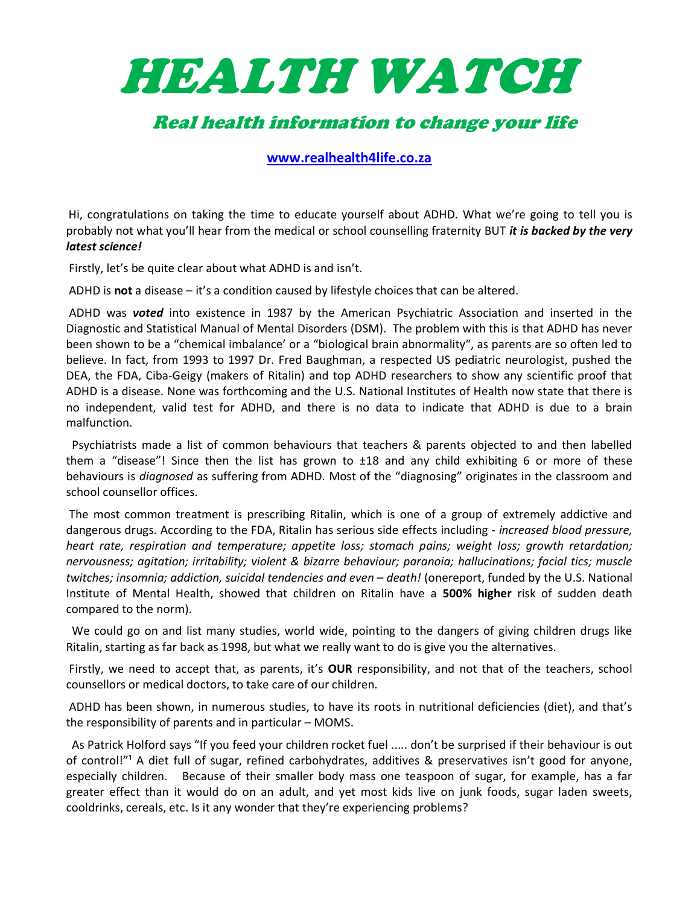# HEALTH WATCH

## Real health information to change your life

**www.realhealth4life.co.za**

Hi, congratulations on taking the time to educate yourself about ADHD. What we're going to tell you is probably not what you'll hear from the medical or school counselling fraternity BUT ***it is backed by the very latest science!***

Firstly, let's be quite clear about what ADHD is and isn't.

ADHD is **not** a disease – it's a condition caused by lifestyle choices that can be altered.

ADHD was ***voted*** into existence in 1987 by the American Psychiatric Association and inserted in the Diagnostic and Statistical Manual of Mental Disorders (DSM). The problem with this is that ADHD has never been shown to be a "chemical imbalance' or a "biological brain abnormality", as parents are so often led to believe. In fact, from 1993 to 1997 Dr. Fred Baughman, a respected US pediatric neurologist, pushed the DEA, the FDA, Ciba-Geigy (makers of Ritalin) and top ADHD researchers to show any scientific proof that ADHD is a disease. None was forthcoming and the U.S. National Institutes of Health now state that there is no independent, valid test for ADHD, and there is no data to indicate that ADHD is due to a brain malfunction.

Psychiatrists made a list of common behaviours that teachers & parents objected to and then labelled them a "disease"! Since then the list has grown to ±18 and any child exhibiting 6 or more of these behaviours is *diagnosed* as suffering from ADHD. Most of the "diagnosing" originates in the classroom and school counsellor offices.

The most common treatment is prescribing Ritalin, which is one of a group of extremely addictive and dangerous drugs. According to the FDA, Ritalin has serious side effects including - *increased blood pressure, heart rate, respiration and temperature; appetite loss; stomach pains; weight loss; growth retardation; nervousness; agitation; irritability; violent & bizarre behaviour; paranoia; hallucinations; facial tics; muscle twitches; insomnia; addiction, suicidal tendencies and even – death!* (onereport, funded by the U.S. National Institute of Mental Health, showed that children on Ritalin have a **500% higher** risk of sudden death compared to the norm).

We could go on and list many studies, world wide, pointing to the dangers of giving children drugs like Ritalin, starting as far back as 1998, but what we really want to do is give you the alternatives.

Firstly, we need to accept that, as parents, it's **OUR** responsibility, and not that of the teachers, school counsellors or medical doctors, to take care of our children.

ADHD has been shown, in numerous studies, to have its roots in nutritional deficiencies (diet), and that's the responsibility of parents and in particular – MOMS.

As Patrick Holford says "If you feed your children rocket fuel ..... don't be surprised if their behaviour is out of control!"[1] A diet full of sugar, refined carbohydrates, additives & preservatives isn't good for anyone, especially children. Because of their smaller body mass one teaspoon of sugar, for example, has a far greater effect than it would do on an adult, and yet most kids live on junk foods, sugar laden sweets, cooldrinks, cereals, etc. Is it any wonder that they're experiencing problems?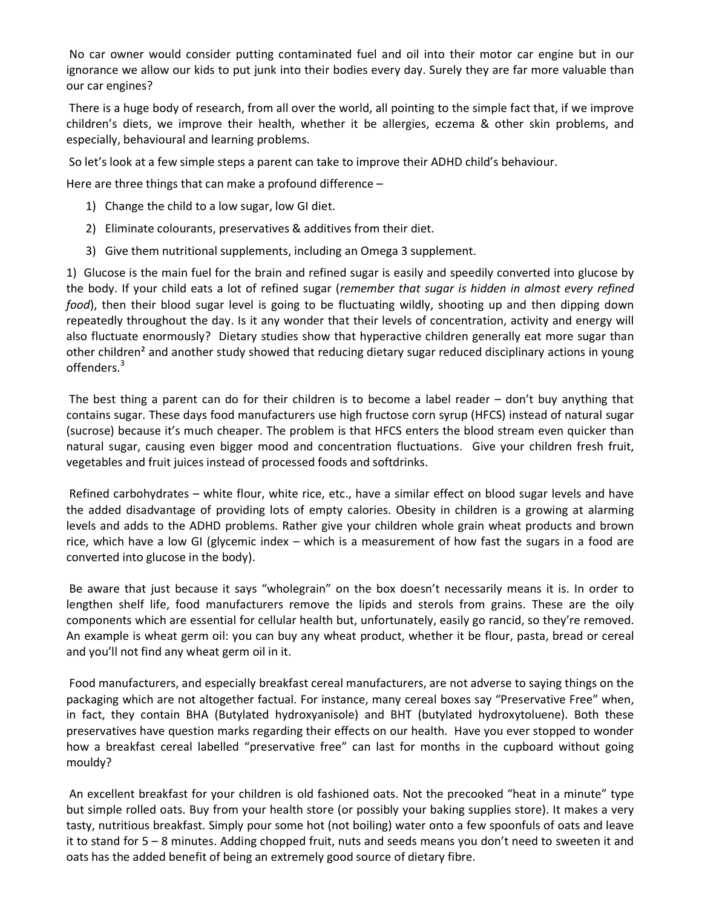No car owner would consider putting contaminated fuel and oil into their motor car engine but in our ignorance we allow our kids to put junk into their bodies every day. Surely they are far more valuable than our car engines?

There is a huge body of research, from all over the world, all pointing to the simple fact that, if we improve children's diets, we improve their health, whether it be allergies, eczema & other skin problems, and especially, behavioural and learning problems.

So let's look at a few simple steps a parent can take to improve their ADHD child's behaviour.

Here are three things that can make a profound difference –

1) Change the child to a low sugar, low GI diet.
2) Eliminate colourants, preservatives & additives from their diet.
3) Give them nutritional supplements, including an Omega 3 supplement.

1) Glucose is the main fuel for the brain and refined sugar is easily and speedily converted into glucose by the body. If your child eats a lot of refined sugar (*remember that sugar is hidden in almost every refined food*), then their blood sugar level is going to be fluctuating wildly, shooting up and then dipping down repeatedly throughout the day. Is it any wonder that their levels of concentration, activity and energy will also fluctuate enormously? Dietary studies show that hyperactive children generally eat more sugar than other children[2] and another study showed that reducing dietary sugar reduced disciplinary actions in young offenders.[3]

The best thing a parent can do for their children is to become a label reader – don't buy anything that contains sugar. These days food manufacturers use high fructose corn syrup (HFCS) instead of natural sugar (sucrose) because it's much cheaper. The problem is that HFCS enters the blood stream even quicker than natural sugar, causing even bigger mood and concentration fluctuations. Give your children fresh fruit, vegetables and fruit juices instead of processed foods and softdrinks.

Refined carbohydrates – white flour, white rice, etc., have a similar effect on blood sugar levels and have the added disadvantage of providing lots of empty calories. Obesity in children is a growing at alarming levels and adds to the ADHD problems. Rather give your children whole grain wheat products and brown rice, which have a low GI (glycemic index – which is a measurement of how fast the sugars in a food are converted into glucose in the body).

Be aware that just because it says "wholegrain" on the box doesn't necessarily means it is. In order to lengthen shelf life, food manufacturers remove the lipids and sterols from grains. These are the oily components which are essential for cellular health but, unfortunately, easily go rancid, so they're removed. An example is wheat germ oil: you can buy any wheat product, whether it be flour, pasta, bread or cereal and you'll not find any wheat germ oil in it.

Food manufacturers, and especially breakfast cereal manufacturers, are not adverse to saying things on the packaging which are not altogether factual. For instance, many cereal boxes say "Preservative Free" when, in fact, they contain BHA (Butylated hydroxyanisole) and BHT (butylated hydroxytoluene). Both these preservatives have question marks regarding their effects on our health. Have you ever stopped to wonder how a breakfast cereal labelled "preservative free" can last for months in the cupboard without going mouldy?

An excellent breakfast for your children is old fashioned oats. Not the precooked "heat in a minute" type but simple rolled oats. Buy from your health store (or possibly your baking supplies store). It makes a very tasty, nutritious breakfast. Simply pour some hot (not boiling) water onto a few spoonfuls of oats and leave it to stand for 5 – 8 minutes. Adding chopped fruit, nuts and seeds means you don't need to sweeten it and oats has the added benefit of being an extremely good source of dietary fibre.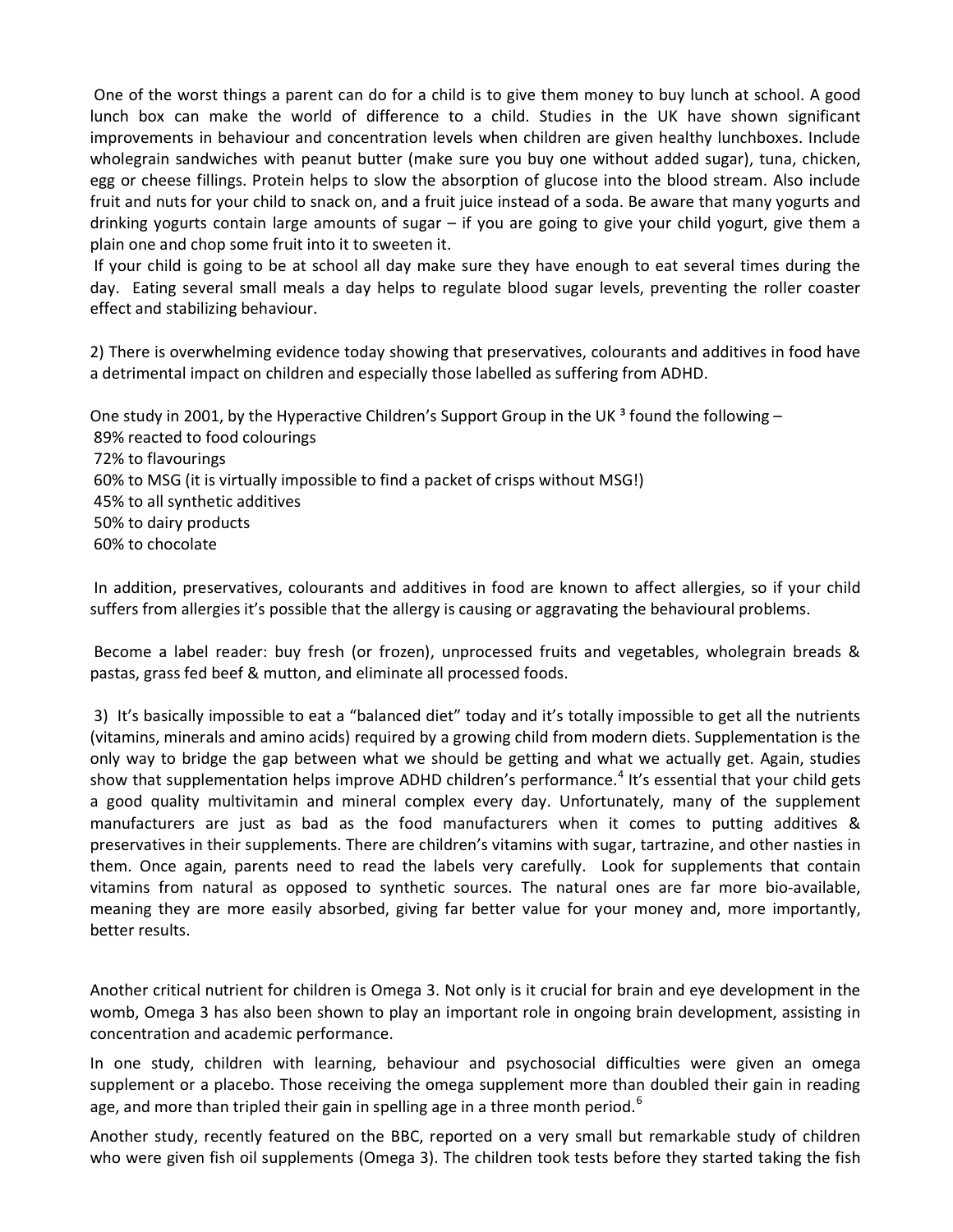One of the worst things a parent can do for a child is to give them money to buy lunch at school. A good lunch box can make the world of difference to a child. Studies in the UK have shown significant improvements in behaviour and concentration levels when children are given healthy lunchboxes. Include wholegrain sandwiches with peanut butter (make sure you buy one without added sugar), tuna, chicken, egg or cheese fillings. Protein helps to slow the absorption of glucose into the blood stream. Also include fruit and nuts for your child to snack on, and a fruit juice instead of a soda. Be aware that many yogurts and drinking yogurts contain large amounts of sugar – if you are going to give your child yogurt, give them a plain one and chop some fruit into it to sweeten it.

If your child is going to be at school all day make sure they have enough to eat several times during the day. Eating several small meals a day helps to regulate blood sugar levels, preventing the roller coaster effect and stabilizing behaviour.

2) There is overwhelming evidence today showing that preservatives, colourants and additives in food have a detrimental impact on children and especially those labelled as suffering from ADHD.

One study in 2001, by the Hyperactive Children's Support Group in the UK [3] found the following –

89% reacted to food colourings
72% to flavourings
60% to MSG (it is virtually impossible to find a packet of crisps without MSG!)
45% to all synthetic additives
50% to dairy products
60% to chocolate

In addition, preservatives, colourants and additives in food are known to affect allergies, so if your child suffers from allergies it's possible that the allergy is causing or aggravating the behavioural problems.

Become a label reader: buy fresh (or frozen), unprocessed fruits and vegetables, wholegrain breads & pastas, grass fed beef & mutton, and eliminate all processed foods.

3) It's basically impossible to eat a "balanced diet" today and it's totally impossible to get all the nutrients (vitamins, minerals and amino acids) required by a growing child from modern diets. Supplementation is the only way to bridge the gap between what we should be getting and what we actually get. Again, studies show that supplementation helps improve ADHD children's performance.[4] It's essential that your child gets a good quality multivitamin and mineral complex every day. Unfortunately, many of the supplement manufacturers are just as bad as the food manufacturers when it comes to putting additives & preservatives in their supplements. There are children's vitamins with sugar, tartrazine, and other nasties in them. Once again, parents need to read the labels very carefully. Look for supplements that contain vitamins from natural as opposed to synthetic sources. The natural ones are far more bio-available, meaning they are more easily absorbed, giving far better value for your money and, more importantly, better results.

Another critical nutrient for children is Omega 3. Not only is it crucial for brain and eye development in the womb, Omega 3 has also been shown to play an important role in ongoing brain development, assisting in concentration and academic performance.

In one study, children with learning, behaviour and psychosocial difficulties were given an omega supplement or a placebo. Those receiving the omega supplement more than doubled their gain in reading age, and more than tripled their gain in spelling age in a three month period.[6]

Another study, recently featured on the BBC, reported on a very small but remarkable study of children who were given fish oil supplements (Omega 3). The children took tests before they started taking the fish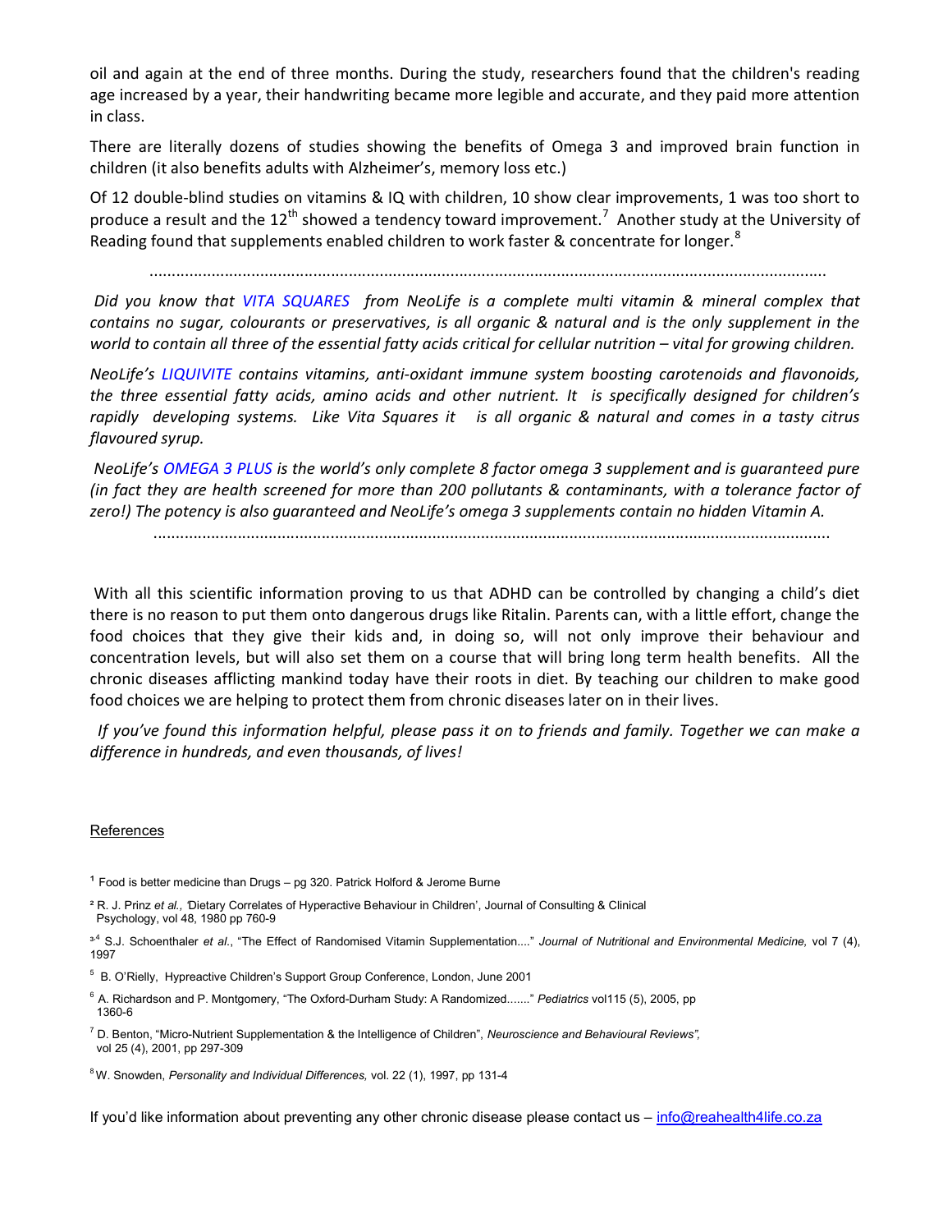oil and again at the end of three months. During the study, researchers found that the children's reading age increased by a year, their handwriting became more legible and accurate, and they paid more attention in class.

There are literally dozens of studies showing the benefits of Omega 3 and improved brain function in children (it also benefits adults with Alzheimer's, memory loss etc.)

Of 12 double-blind studies on vitamins & IQ with children, 10 show clear improvements, 1 was too short to produce a result and the 12th showed a tendency toward improvement.[7] Another study at the University of Reading found that supplements enabled children to work faster & concentrate for longer.[8]

.......................................................................................................................................................

*Did you know that VITA SQUARES from NeoLife is a complete multi vitamin & mineral complex that contains no sugar, colourants or preservatives, is all organic & natural and is the only supplement in the world to contain all three of the essential fatty acids critical for cellular nutrition – vital for growing children.*

*NeoLife's LIQUIVITE contains vitamins, anti-oxidant immune system boosting carotenoids and flavonoids, the three essential fatty acids, amino acids and other nutrient. It is specifically designed for children's rapidly developing systems. Like Vita Squares it is all organic & natural and comes in a tasty citrus flavoured syrup.*

*NeoLife's OMEGA 3 PLUS is the world's only complete 8 factor omega 3 supplement and is guaranteed pure (in fact they are health screened for more than 200 pollutants & contaminants, with a tolerance factor of zero!) The potency is also guaranteed and NeoLife's omega 3 supplements contain no hidden Vitamin A.*

.......................................................................................................................................................

With all this scientific information proving to us that ADHD can be controlled by changing a child's diet there is no reason to put them onto dangerous drugs like Ritalin. Parents can, with a little effort, change the food choices that they give their kids and, in doing so, will not only improve their behaviour and concentration levels, but will also set them on a course that will bring long term health benefits. All the chronic diseases afflicting mankind today have their roots in diet. By teaching our children to make good food choices we are helping to protect them from chronic diseases later on in their lives.

*If you've found this information helpful, please pass it on to friends and family. Together we can make a difference in hundreds, and even thousands, of lives!*

References

[1] Food is better medicine than Drugs – pg 320. Patrick Holford & Jerome Burne

[2] R. J. Prinz *et al.*, 'Dietary Correlates of Hyperactive Behaviour in Children', Journal of Consulting & Clinical Psychology, vol 48, 1980 pp 760-9

[3,4] S.J. Schoenthaler *et al.*, "The Effect of Randomised Vitamin Supplementation...." *Journal of Nutritional and Environmental Medicine,* vol 7 (4), 1997

[5] B. O'Rielly, Hypreactive Children's Support Group Conference, London, June 2001

[6] A. Richardson and P. Montgomery, "The Oxford-Durham Study: A Randomized......." *Pediatrics* vol115 (5), 2005, pp 1360-6

[7] D. Benton, "Micro-Nutrient Supplementation & the Intelligence of Children", *Neuroscience and Behavioural Reviews",* vol 25 (4), 2001, pp 297-309

[8] W. Snowden, *Personality and Individual Differences,* vol. 22 (1), 1997, pp 131-4

If you'd like information about preventing any other chronic disease please contact us – info@reahealth4life.co.za